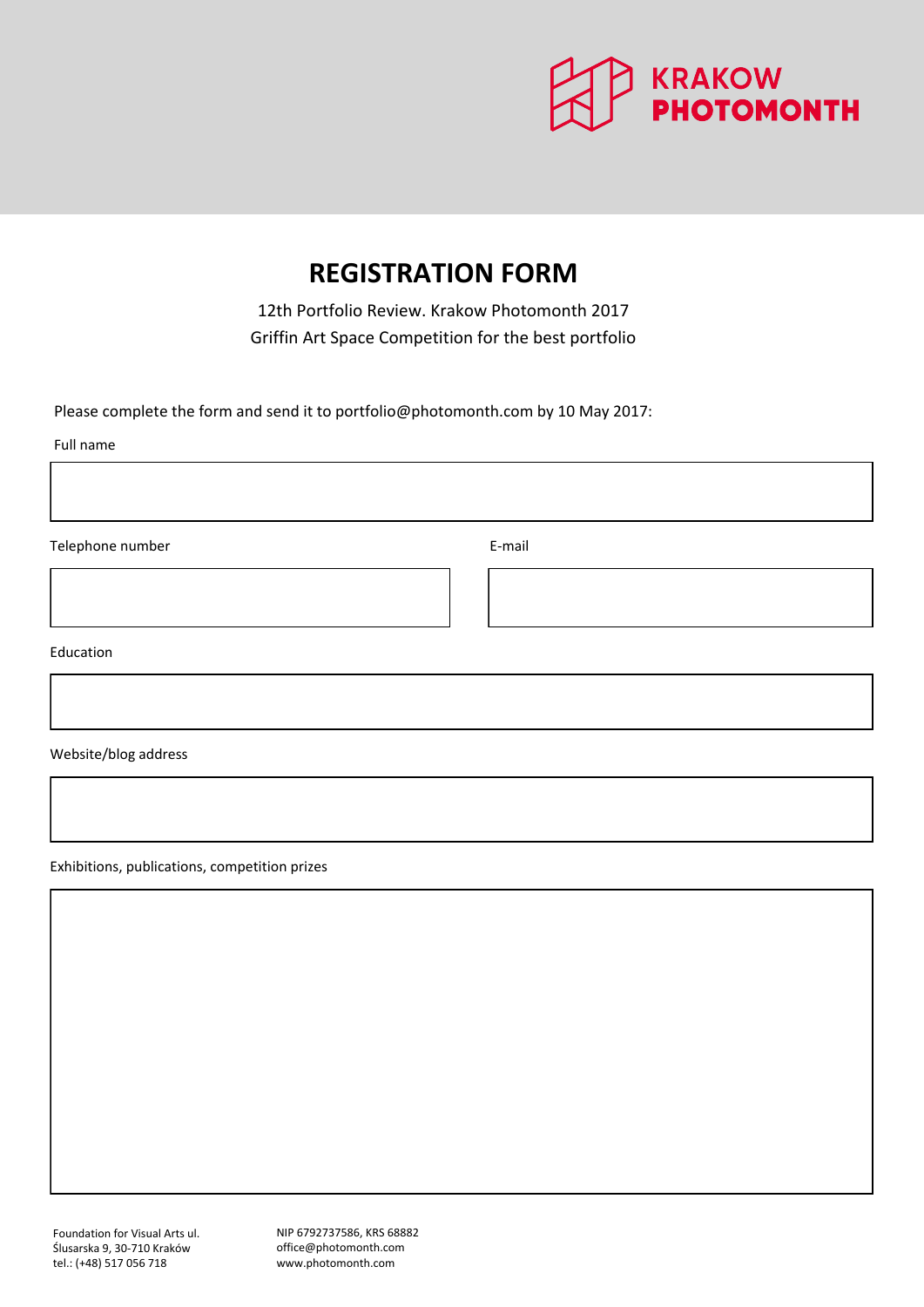KRAKOW PHOTOMONTH

# REGISTRATION FORM

12th Portfolio Review. Krakow Photomonth 2017

Griffin Art Space Competition for the best portfolio

Please complete the form and send it to portfolio@photomonth.com by 10 May 2017:

Full name

Telephone number

E-mail

Education

Website/blog address

Exhibitions, publications, competition prizes

Foundation for Visual Arts ul. Ślusarska 9, 30-710 Kraków
tel.: (+48) 517 056 718

NIP 6792737586, KRS 68882
office@photomonth.com
www.photomonth.com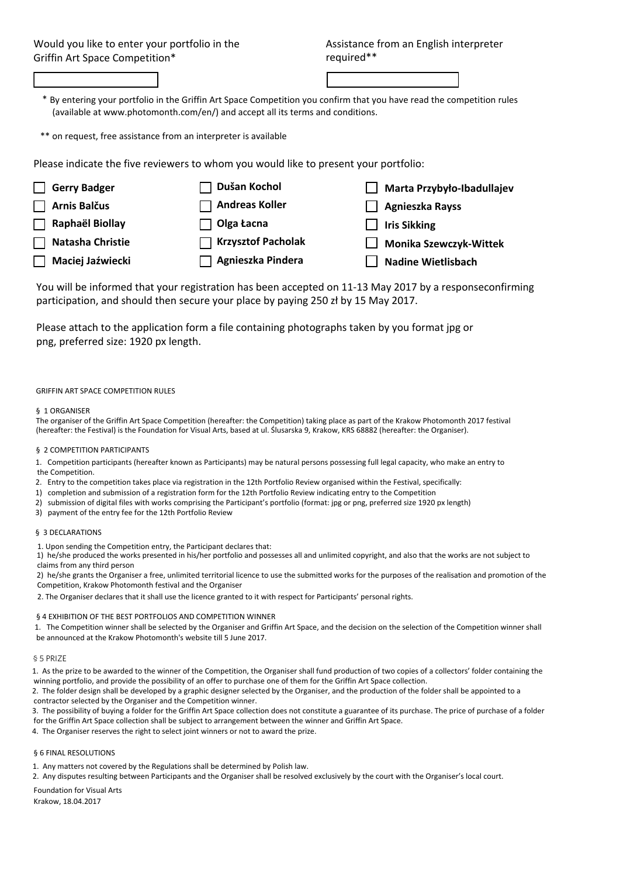Would you like to enter your portfolio in the Griffin Art Space Competition*

Assistance from an English interpreter required**

\* By entering your portfolio in the Griffin Art Space Competition you confirm that you have read the competition rules (available at www.photomonth.com/en/) and accept all its terms and conditions.

** on request, free assistance from an interpreter is available

Please indicate the five reviewers to whom you would like to present your portfolio:

- [ ] **Gerry Badger**
- [ ] **Arnis Balčus**
- [ ] **Raphaël Biollay**
- [ ] **Natasha Christie**
- [ ] **Maciej Jaźwiecki**
- [ ] **Dušan Kochol**
- [ ] **Andreas Koller**
- [ ] **Olga Łacna**
- [ ] **Krzysztof Pacholak**
- [ ] **Agnieszka Pindera**
- [ ] **Marta Przybyło-Ibadullajev**
- [ ] **Agnieszka Rayss**
- [ ] **Iris Sikking**
- [ ] **Monika Szewczyk-Wittek**
- [ ] **Nadine Wietlisbach**

You will be informed that your registration has been accepted on 11-13 May 2017 by a responseconfirming participation, and should then secure your place by paying 250 zł by 15 May 2017.

Please attach to the application form a file containing photographs taken by you format jpg or png, preferred size: 1920 px length.

## GRIFFIN ART SPACE COMPETITION RULES

### § 1 ORGANISER

The organiser of the Griffin Art Space Competition (hereafter: the Competition) taking place as part of the Krakow Photomonth 2017 festival (hereafter: the Festival) is the Foundation for Visual Arts, based at ul. Ślusarska 9, Krakow, KRS 68882 (hereafter: the Organiser).

### § 2 COMPETITION PARTICIPANTS

1. Competition participants (hereafter known as Participants) may be natural persons possessing full legal capacity, who make an entry to the Competition.
2. Entry to the competition takes place via registration in the 12th Portfolio Review organised within the Festival, specifically:
   1) completion and submission of a registration form for the 12th Portfolio Review indicating entry to the Competition
   2) submission of digital files with works comprising the Participant's portfolio (format: jpg or png, preferred size 1920 px length)
   3) payment of the entry fee for the 12th Portfolio Review

### § 3 DECLARATIONS

1. Upon sending the Competition entry, the Participant declares that:
   1) he/she produced the works presented in his/her portfolio and possesses all and unlimited copyright, and also that the works are not subject to claims from any third person
   2) he/she grants the Organiser a free, unlimited territorial licence to use the submitted works for the purposes of the realisation and promotion of the Competition, Krakow Photomonth festival and the Organiser
2. The Organiser declares that it shall use the licence granted to it with respect for Participants' personal rights.

### § 4 EXHIBITION OF THE BEST PORTFOLIOS AND COMPETITION WINNER

1. The Competition winner shall be selected by the Organiser and Griffin Art Space, and the decision on the selection of the Competition winner shall be announced at the Krakow Photomonth's website till 5 June 2017.

### § 5 PRIZE

1. As the prize to be awarded to the winner of the Competition, the Organiser shall fund production of two copies of a collectors' folder containing the winning portfolio, and provide the possibility of an offer to purchase one of them for the Griffin Art Space collection.
2. The folder design shall be developed by a graphic designer selected by the Organiser, and the production of the folder shall be appointed to a contractor selected by the Organiser and the Competition winner.
3. The possibility of buying a folder for the Griffin Art Space collection does not constitute a guarantee of its purchase. The price of purchase of a folder for the Griffin Art Space collection shall be subject to arrangement between the winner and Griffin Art Space.
4. The Organiser reserves the right to select joint winners or not to award the prize.

### § 6 FINAL RESOLUTIONS

1. Any matters not covered by the Regulations shall be determined by Polish law.
2. Any disputes resulting between Participants and the Organiser shall be resolved exclusively by the court with the Organiser's local court.

Foundation for Visual Arts
Krakow, 18.04.2017